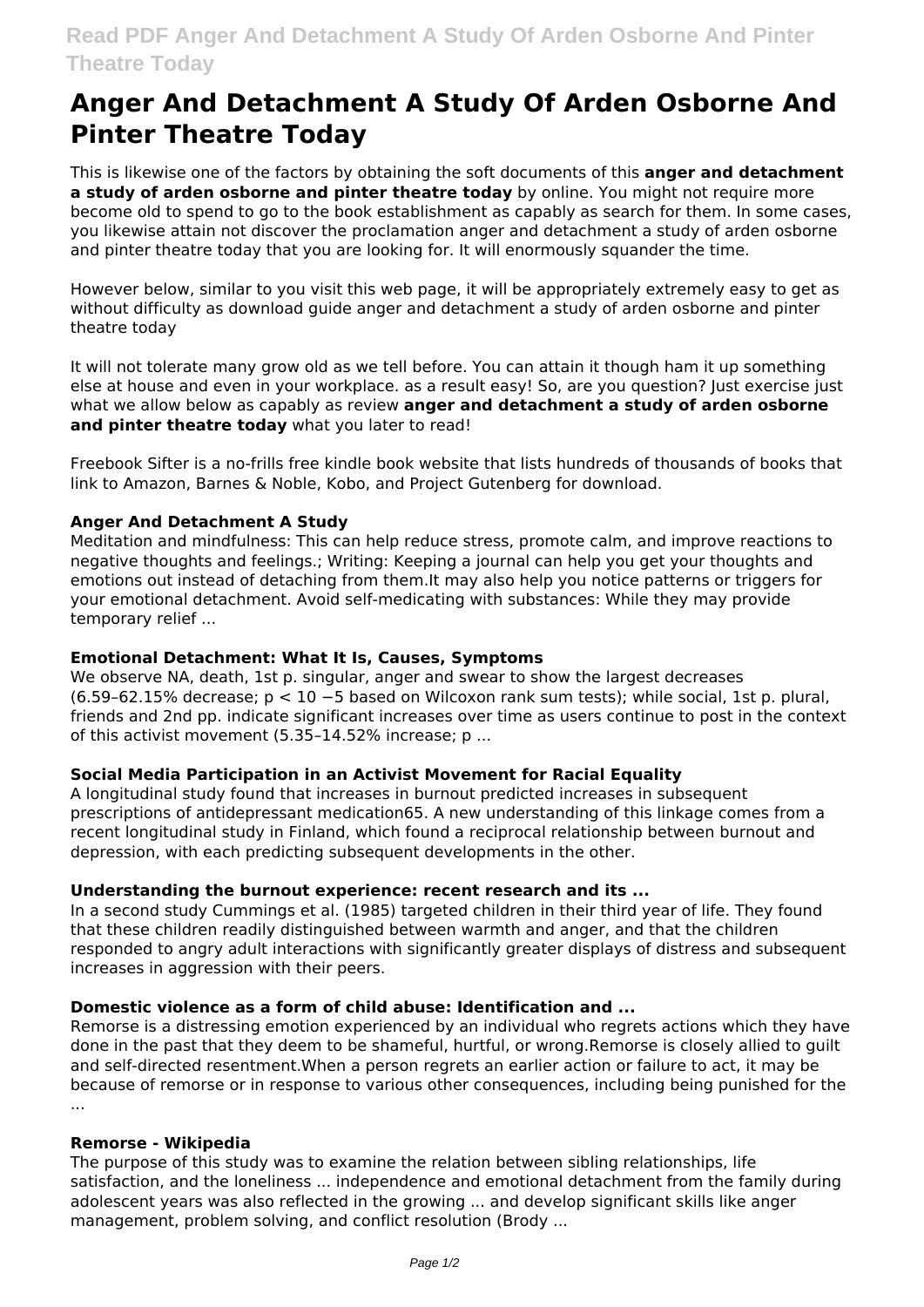# Anger And Detachment A Study Of Arden Osborne And Pinter Theatre Today

This is likewise one of the factors by obtaining the soft documents of this **anger and detachment a study of arden osborne and pinter theatre today** by online. You might not require more become old to spend to go to the book establishment as capably as search for them. In some cases, you likewise attain not discover the proclamation anger and detachment a study of arden osborne and pinter theatre today that you are looking for. It will enormously squander the time.

However below, similar to you visit this web page, it will be appropriately extremely easy to get as without difficulty as download guide anger and detachment a study of arden osborne and pinter theatre today

It will not tolerate many grow old as we tell before. You can attain it though ham it up something else at house and even in your workplace. as a result easy! So, are you question? Just exercise just what we allow below as capably as review **anger and detachment a study of arden osborne and pinter theatre today** what you later to read!

Freebook Sifter is a no-frills free kindle book website that lists hundreds of thousands of books that link to Amazon, Barnes & Noble, Kobo, and Project Gutenberg for download.

**Anger And Detachment A Study**

Meditation and mindfulness: This can help reduce stress, promote calm, and improve reactions to negative thoughts and feelings.; Writing: Keeping a journal can help you get your thoughts and emotions out instead of detaching from them.It may also help you notice patterns or triggers for your emotional detachment. Avoid self-medicating with substances: While they may provide temporary relief ...

**Emotional Detachment: What It Is, Causes, Symptoms**

We observe NA, death, 1st p. singular, anger and swear to show the largest decreases (6.59–62.15% decrease; $p < 10^{-5}$ based on Wilcoxon rank sum tests); while social, 1st p. plural, friends and 2nd pp. indicate significant increases over time as users continue to post in the context of this activist movement (5.35–14.52% increase; p ...

**Social Media Participation in an Activist Movement for Racial Equality**

A longitudinal study found that increases in burnout predicted increases in subsequent prescriptions of antidepressant medication65. A new understanding of this linkage comes from a recent longitudinal study in Finland, which found a reciprocal relationship between burnout and depression, with each predicting subsequent developments in the other.

**Understanding the burnout experience: recent research and its ...**

In a second study Cummings et al. (1985) targeted children in their third year of life. They found that these children readily distinguished between warmth and anger, and that the children responded to angry adult interactions with significantly greater displays of distress and subsequent increases in aggression with their peers.

**Domestic violence as a form of child abuse: Identification and ...**

Remorse is a distressing emotion experienced by an individual who regrets actions which they have done in the past that they deem to be shameful, hurtful, or wrong.Remorse is closely allied to guilt and self-directed resentment.When a person regrets an earlier action or failure to act, it may be because of remorse or in response to various other consequences, including being punished for the ...

**Remorse - Wikipedia**

The purpose of this study was to examine the relation between sibling relationships, life satisfaction, and the loneliness ... independence and emotional detachment from the family during adolescent years was also reflected in the growing ... and develop significant skills like anger management, problem solving, and conflict resolution (Brody ...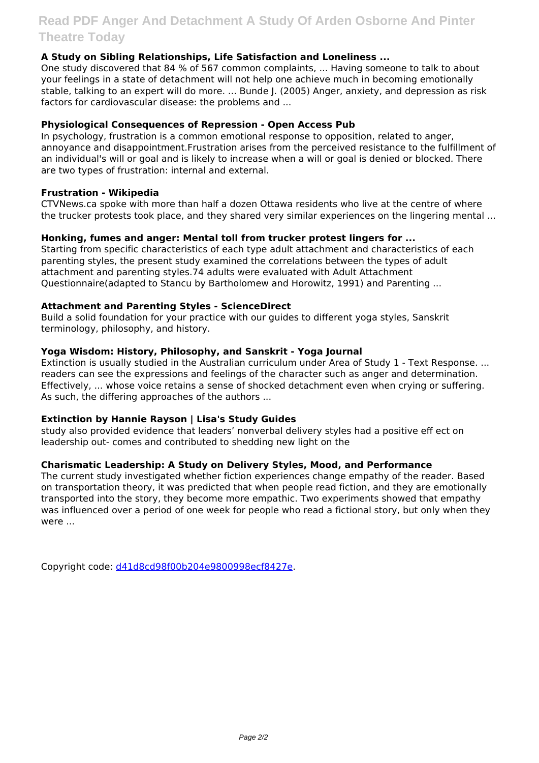### A Study on Sibling Relationships, Life Satisfaction and Loneliness ...

One study discovered that 84 % of 567 common complaints, ... Having someone to talk to about your feelings in a state of detachment will not help one achieve much in becoming emotionally stable, talking to an expert will do more. ... Bunde J. (2005) Anger, anxiety, and depression as risk factors for cardiovascular disease: the problems and ...

### Physiological Consequences of Repression - Open Access Pub

In psychology, frustration is a common emotional response to opposition, related to anger, annoyance and disappointment.Frustration arises from the perceived resistance to the fulfillment of an individual's will or goal and is likely to increase when a will or goal is denied or blocked. There are two types of frustration: internal and external.

### Frustration - Wikipedia

CTVNews.ca spoke with more than half a dozen Ottawa residents who live at the centre of where the trucker protests took place, and they shared very similar experiences on the lingering mental ...

### Honking, fumes and anger: Mental toll from trucker protest lingers for ...

Starting from specific characteristics of each type adult attachment and characteristics of each parenting styles, the present study examined the correlations between the types of adult attachment and parenting styles.74 adults were evaluated with Adult Attachment Questionnaire(adapted to Stancu by Bartholomew and Horowitz, 1991) and Parenting ...

### Attachment and Parenting Styles - ScienceDirect

Build a solid foundation for your practice with our guides to different yoga styles, Sanskrit terminology, philosophy, and history.

### Yoga Wisdom: History, Philosophy, and Sanskrit - Yoga Journal

Extinction is usually studied in the Australian curriculum under Area of Study 1 - Text Response. ... readers can see the expressions and feelings of the character such as anger and determination. Effectively, ... whose voice retains a sense of shocked detachment even when crying or suffering. As such, the differing approaches of the authors ...

### Extinction by Hannie Rayson | Lisa's Study Guides

study also provided evidence that leaders' nonverbal delivery styles had a positive eff ect on leadership out- comes and contributed to shedding new light on the

### Charismatic Leadership: A Study on Delivery Styles, Mood, and Performance

The current study investigated whether fiction experiences change empathy of the reader. Based on transportation theory, it was predicted that when people read fiction, and they are emotionally transported into the story, they become more empathic. Two experiments showed that empathy was influenced over a period of one week for people who read a fictional story, but only when they were ...

Copyright code: d41d8cd98f00b204e9800998ecf8427e.